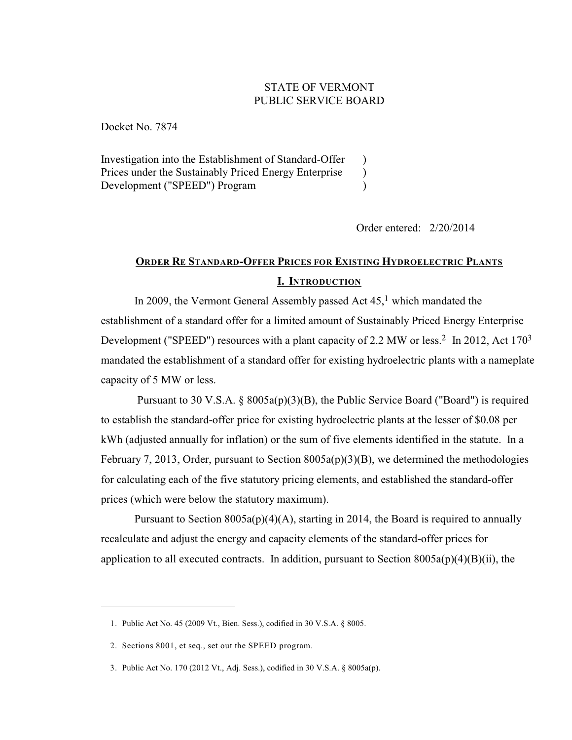STATE OF VERMONT
PUBLIC SERVICE BOARD

Docket No. 7874

Investigation into the Establishment of Standard-Offer Prices under the Sustainably Priced Energy Enterprise Development ("SPEED") Program

Order entered: 2/20/2014

## ORDER RE STANDARD-OFFER PRICES FOR EXISTING HYDROELECTRIC PLANTS

### I. INTRODUCTION

In 2009, the Vermont General Assembly passed Act 45,[1] which mandated the establishment of a standard offer for a limited amount of Sustainably Priced Energy Enterprise Development ("SPEED") resources with a plant capacity of 2.2 MW or less.[2] In 2012, Act 170[3] mandated the establishment of a standard offer for existing hydroelectric plants with a nameplate capacity of 5 MW or less.

Pursuant to 30 V.S.A. § 8005a(p)(3)(B), the Public Service Board ("Board") is required to establish the standard-offer price for existing hydroelectric plants at the lesser of $0.08 per kWh (adjusted annually for inflation) or the sum of five elements identified in the statute. In a February 7, 2013, Order, pursuant to Section 8005a(p)(3)(B), we determined the methodologies for calculating each of the five statutory pricing elements, and established the standard-offer prices (which were below the statutory maximum).

Pursuant to Section 8005a(p)(4)(A), starting in 2014, the Board is required to annually recalculate and adjust the energy and capacity elements of the standard-offer prices for application to all executed contracts. In addition, pursuant to Section 8005a(p)(4)(B)(ii), the

---

1. Public Act No. 45 (2009 Vt., Bien. Sess.), codified in 30 V.S.A. § 8005.

2. Sections 8001, et seq., set out the SPEED program.

3. Public Act No. 170 (2012 Vt., Adj. Sess.), codified in 30 V.S.A. § 8005a(p).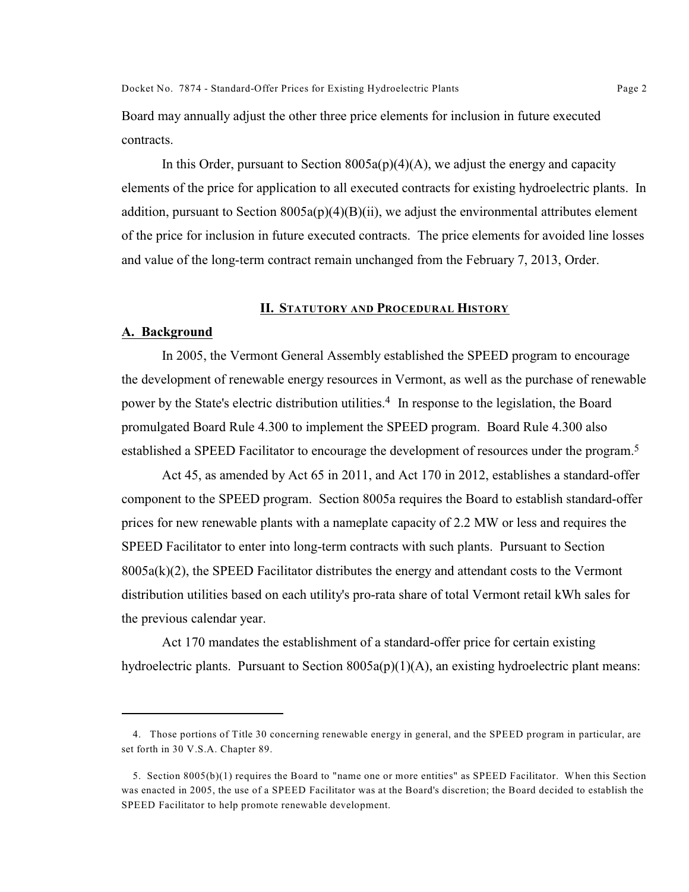Board may annually adjust the other three price elements for inclusion in future executed contracts.

In this Order, pursuant to Section 8005a(p)(4)(A), we adjust the energy and capacity elements of the price for application to all executed contracts for existing hydroelectric plants. In addition, pursuant to Section 8005a(p)(4)(B)(ii), we adjust the environmental attributes element of the price for inclusion in future executed contracts. The price elements for avoided line losses and value of the long-term contract remain unchanged from the February 7, 2013, Order.

## II. STATUTORY AND PROCEDURAL HISTORY

### A. Background

In 2005, the Vermont General Assembly established the SPEED program to encourage the development of renewable energy resources in Vermont, as well as the purchase of renewable power by the State's electric distribution utilities.[4] In response to the legislation, the Board promulgated Board Rule 4.300 to implement the SPEED program. Board Rule 4.300 also established a SPEED Facilitator to encourage the development of resources under the program.[5]

Act 45, as amended by Act 65 in 2011, and Act 170 in 2012, establishes a standard-offer component to the SPEED program. Section 8005a requires the Board to establish standard-offer prices for new renewable plants with a nameplate capacity of 2.2 MW or less and requires the SPEED Facilitator to enter into long-term contracts with such plants. Pursuant to Section 8005a(k)(2), the SPEED Facilitator distributes the energy and attendant costs to the Vermont distribution utilities based on each utility's pro-rata share of total Vermont retail kWh sales for the previous calendar year.

Act 170 mandates the establishment of a standard-offer price for certain existing hydroelectric plants. Pursuant to Section 8005a(p)(1)(A), an existing hydroelectric plant means:

---

4. Those portions of Title 30 concerning renewable energy in general, and the SPEED program in particular, are set forth in 30 V.S.A. Chapter 89.

5. Section 8005(b)(1) requires the Board to "name one or more entities" as SPEED Facilitator. When this Section was enacted in 2005, the use of a SPEED Facilitator was at the Board's discretion; the Board decided to establish the SPEED Facilitator to help promote renewable development.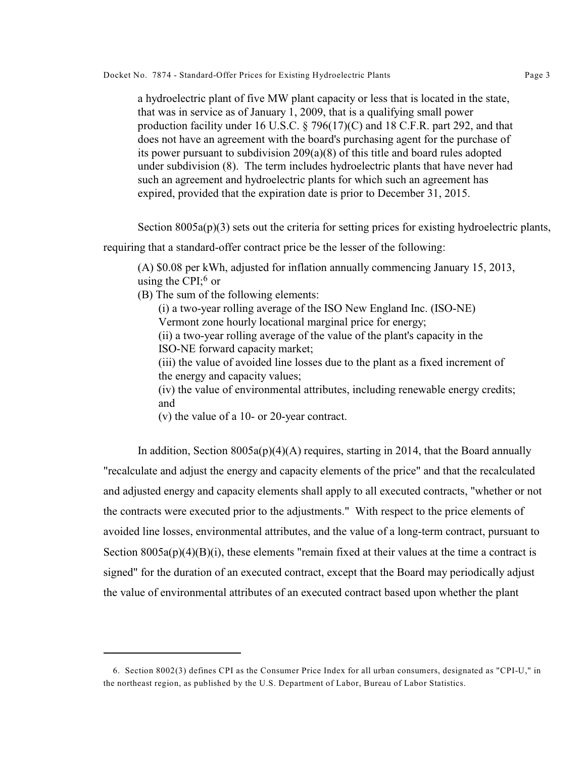> a hydroelectric plant of five MW plant capacity or less that is located in the state, that was in service as of January 1, 2009, that is a qualifying small power production facility under 16 U.S.C. § 796(17)(C) and 18 C.F.R. part 292, and that does not have an agreement with the board's purchasing agent for the purchase of its power pursuant to subdivision 209(a)(8) of this title and board rules adopted under subdivision (8). The term includes hydroelectric plants that have never had such an agreement and hydroelectric plants for which such an agreement has expired, provided that the expiration date is prior to December 31, 2015.

Section 8005a(p)(3) sets out the criteria for setting prices for existing hydroelectric plants, requiring that a standard-offer contract price be the lesser of the following:

> (A) $0.08 per kWh, adjusted for inflation annually commencing January 15, 2013, using the CPI;[6] or
>
> (B) The sum of the following elements:
>
> > (i) a two-year rolling average of the ISO New England Inc. (ISO-NE) Vermont zone hourly locational marginal price for energy;
> >
> > (ii) a two-year rolling average of the value of the plant's capacity in the ISO-NE forward capacity market;
> >
> > (iii) the value of avoided line losses due to the plant as a fixed increment of the energy and capacity values;
> >
> > (iv) the value of environmental attributes, including renewable energy credits; and
> >
> > (v) the value of a 10- or 20-year contract.

In addition, Section 8005a(p)(4)(A) requires, starting in 2014, that the Board annually "recalculate and adjust the energy and capacity elements of the price" and that the recalculated and adjusted energy and capacity elements shall apply to all executed contracts, "whether or not the contracts were executed prior to the adjustments." With respect to the price elements of avoided line losses, environmental attributes, and the value of a long-term contract, pursuant to Section 8005a(p)(4)(B)(i), these elements "remain fixed at their values at the time a contract is signed" for the duration of an executed contract, except that the Board may periodically adjust the value of environmental attributes of an executed contract based upon whether the plant

---

6. Section 8002(3) defines CPI as the Consumer Price Index for all urban consumers, designated as "CPI-U," in the northeast region, as published by the U.S. Department of Labor, Bureau of Labor Statistics.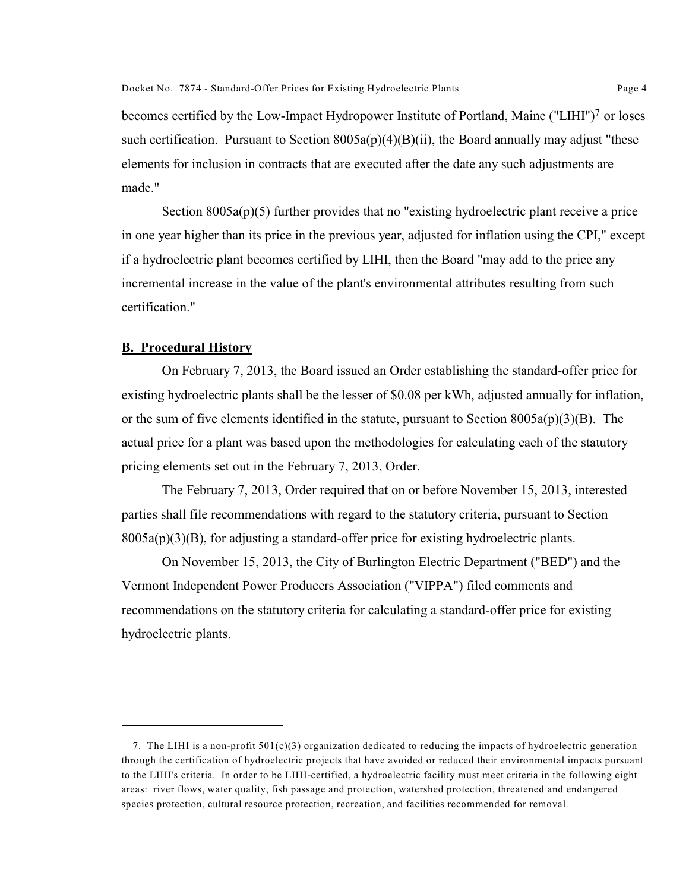becomes certified by the Low-Impact Hydropower Institute of Portland, Maine ("LIHI")[7] or loses such certification. Pursuant to Section 8005a(p)(4)(B)(ii), the Board annually may adjust "these elements for inclusion in contracts that are executed after the date any such adjustments are made."

Section 8005a(p)(5) further provides that no "existing hydroelectric plant receive a price in one year higher than its price in the previous year, adjusted for inflation using the CPI," except if a hydroelectric plant becomes certified by LIHI, then the Board "may add to the price any incremental increase in the value of the plant's environmental attributes resulting from such certification."

## B. Procedural History

On February 7, 2013, the Board issued an Order establishing the standard-offer price for existing hydroelectric plants shall be the lesser of $0.08 per kWh, adjusted annually for inflation, or the sum of five elements identified in the statute, pursuant to Section 8005a(p)(3)(B). The actual price for a plant was based upon the methodologies for calculating each of the statutory pricing elements set out in the February 7, 2013, Order.

The February 7, 2013, Order required that on or before November 15, 2013, interested parties shall file recommendations with regard to the statutory criteria, pursuant to Section 8005a(p)(3)(B), for adjusting a standard-offer price for existing hydroelectric plants.

On November 15, 2013, the City of Burlington Electric Department ("BED") and the Vermont Independent Power Producers Association ("VIPPA") filed comments and recommendations on the statutory criteria for calculating a standard-offer price for existing hydroelectric plants.

---

7. The LIHI is a non-profit 501(c)(3) organization dedicated to reducing the impacts of hydroelectric generation through the certification of hydroelectric projects that have avoided or reduced their environmental impacts pursuant to the LIHI's criteria. In order to be LIHI-certified, a hydroelectric facility must meet criteria in the following eight areas: river flows, water quality, fish passage and protection, watershed protection, threatened and endangered species protection, cultural resource protection, recreation, and facilities recommended for removal.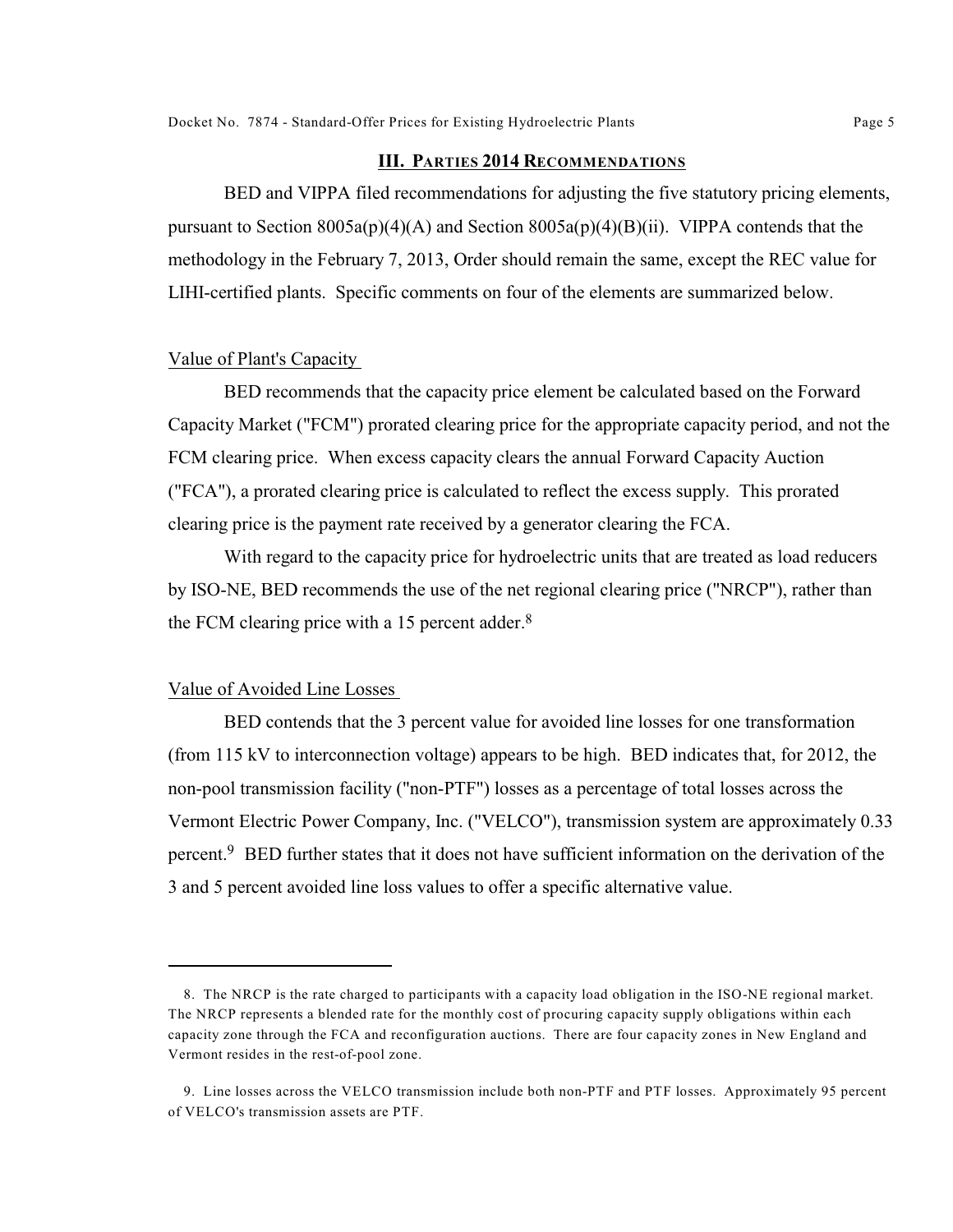## III. PARTIES 2014 RECOMMENDATIONS

BED and VIPPA filed recommendations for adjusting the five statutory pricing elements, pursuant to Section 8005a(p)(4)(A) and Section 8005a(p)(4)(B)(ii). VIPPA contends that the methodology in the February 7, 2013, Order should remain the same, except the REC value for LIHI-certified plants. Specific comments on four of the elements are summarized below.

### Value of Plant's Capacity

BED recommends that the capacity price element be calculated based on the Forward Capacity Market ("FCM") prorated clearing price for the appropriate capacity period, and not the FCM clearing price. When excess capacity clears the annual Forward Capacity Auction ("FCA"), a prorated clearing price is calculated to reflect the excess supply. This prorated clearing price is the payment rate received by a generator clearing the FCA.

With regard to the capacity price for hydroelectric units that are treated as load reducers by ISO-NE, BED recommends the use of the net regional clearing price ("NRCP"), rather than the FCM clearing price with a 15 percent adder.[8]

### Value of Avoided Line Losses

BED contends that the 3 percent value for avoided line losses for one transformation (from 115 kV to interconnection voltage) appears to be high. BED indicates that, for 2012, the non-pool transmission facility ("non-PTF") losses as a percentage of total losses across the Vermont Electric Power Company, Inc. ("VELCO"), transmission system are approximately 0.33 percent.[9] BED further states that it does not have sufficient information on the derivation of the 3 and 5 percent avoided line loss values to offer a specific alternative value.

---

8. The NRCP is the rate charged to participants with a capacity load obligation in the ISO-NE regional market. The NRCP represents a blended rate for the monthly cost of procuring capacity supply obligations within each capacity zone through the FCA and reconfiguration auctions. There are four capacity zones in New England and Vermont resides in the rest-of-pool zone.

9. Line losses across the VELCO transmission include both non-PTF and PTF losses. Approximately 95 percent of VELCO's transmission assets are PTF.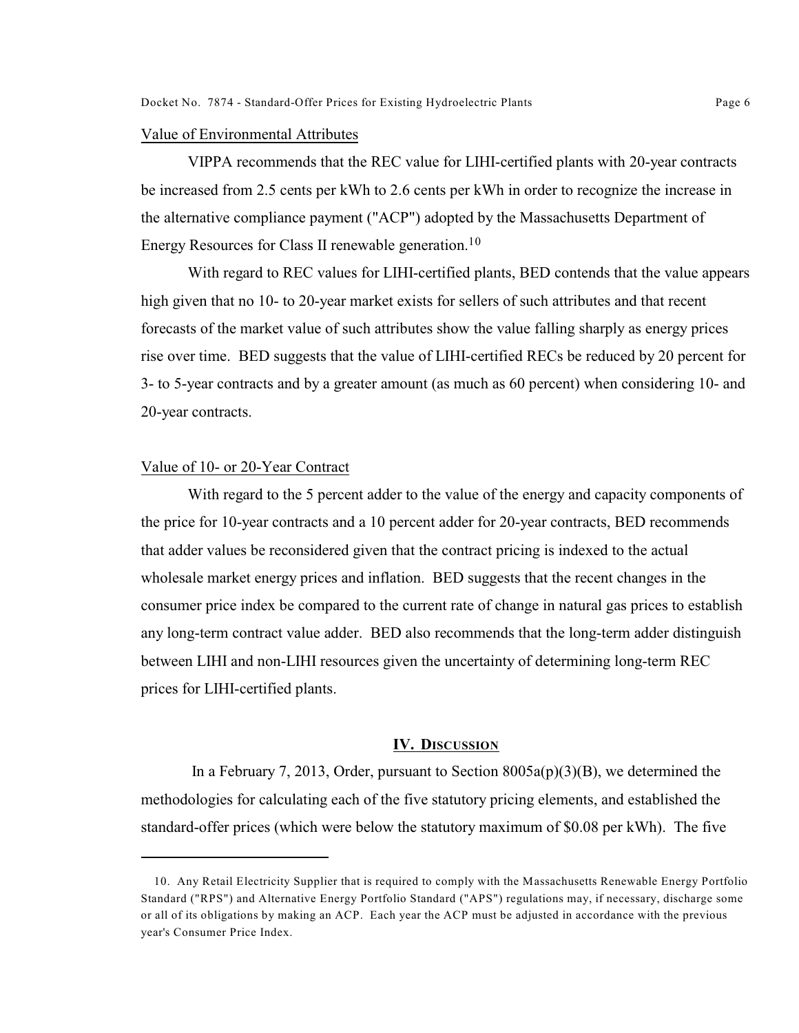Value of Environmental Attributes

VIPPA recommends that the REC value for LIHI-certified plants with 20-year contracts be increased from 2.5 cents per kWh to 2.6 cents per kWh in order to recognize the increase in the alternative compliance payment ("ACP") adopted by the Massachusetts Department of Energy Resources for Class II renewable generation.[10]

With regard to REC values for LIHI-certified plants, BED contends that the value appears high given that no 10- to 20-year market exists for sellers of such attributes and that recent forecasts of the market value of such attributes show the value falling sharply as energy prices rise over time. BED suggests that the value of LIHI-certified RECs be reduced by 20 percent for 3- to 5-year contracts and by a greater amount (as much as 60 percent) when considering 10- and 20-year contracts.

Value of 10- or 20-Year Contract

With regard to the 5 percent adder to the value of the energy and capacity components of the price for 10-year contracts and a 10 percent adder for 20-year contracts, BED recommends that adder values be reconsidered given that the contract pricing is indexed to the actual wholesale market energy prices and inflation. BED suggests that the recent changes in the consumer price index be compared to the current rate of change in natural gas prices to establish any long-term contract value adder. BED also recommends that the long-term adder distinguish between LIHI and non-LIHI resources given the uncertainty of determining long-term REC prices for LIHI-certified plants.

## IV. DISCUSSION

In a February 7, 2013, Order, pursuant to Section 8005a(p)(3)(B), we determined the methodologies for calculating each of the five statutory pricing elements, and established the standard-offer prices (which were below the statutory maximum of $0.08 per kWh). The five

10. Any Retail Electricity Supplier that is required to comply with the Massachusetts Renewable Energy Portfolio Standard ("RPS") and Alternative Energy Portfolio Standard ("APS") regulations may, if necessary, discharge some or all of its obligations by making an ACP. Each year the ACP must be adjusted in accordance with the previous year's Consumer Price Index.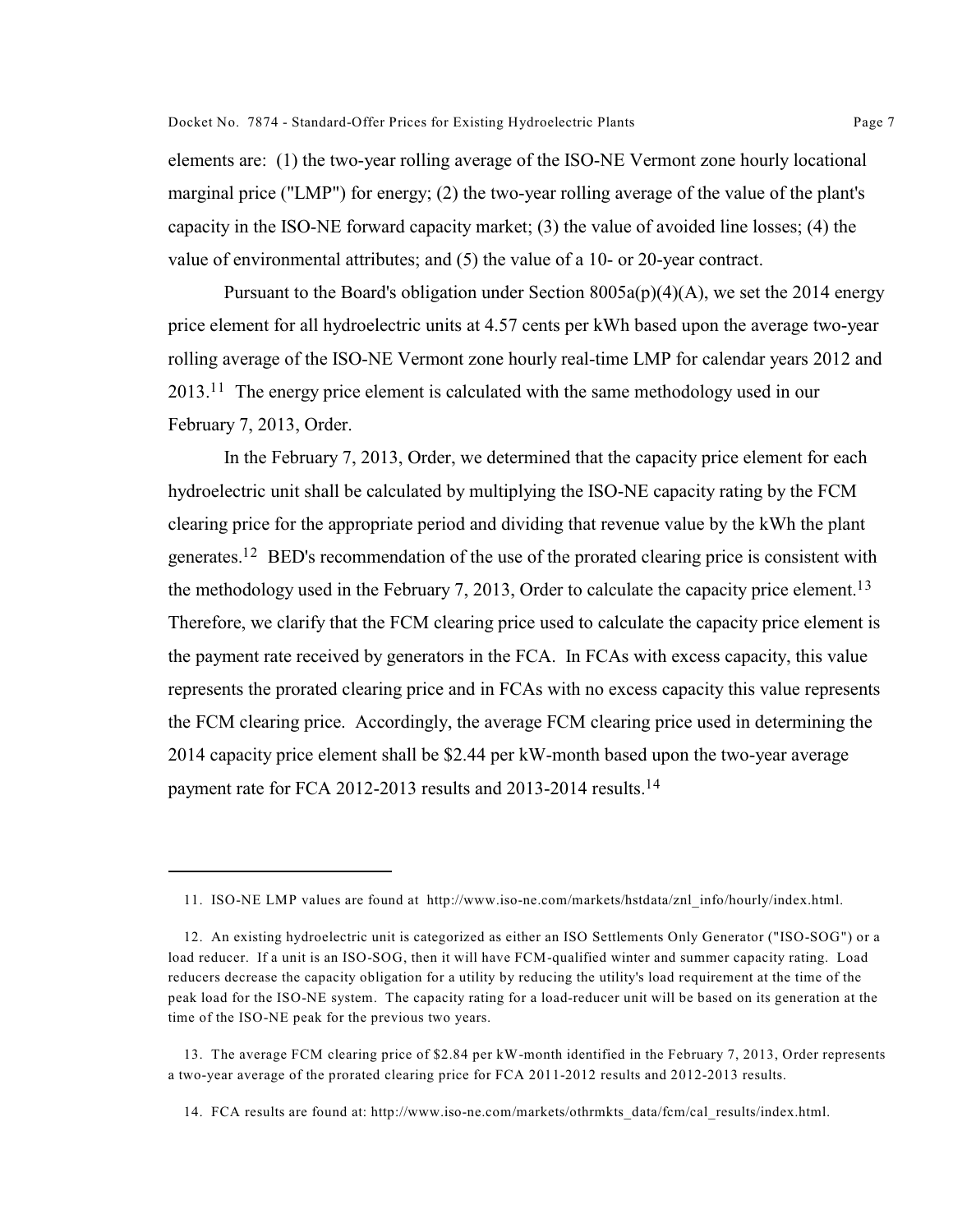elements are: (1) the two-year rolling average of the ISO-NE Vermont zone hourly locational marginal price ("LMP") for energy; (2) the two-year rolling average of the value of the plant's capacity in the ISO-NE forward capacity market; (3) the value of avoided line losses; (4) the value of environmental attributes; and (5) the value of a 10- or 20-year contract.

Pursuant to the Board's obligation under Section 8005a(p)(4)(A), we set the 2014 energy price element for all hydroelectric units at 4.57 cents per kWh based upon the average two-year rolling average of the ISO-NE Vermont zone hourly real-time LMP for calendar years 2012 and 2013.[11] The energy price element is calculated with the same methodology used in our February 7, 2013, Order.

In the February 7, 2013, Order, we determined that the capacity price element for each hydroelectric unit shall be calculated by multiplying the ISO-NE capacity rating by the FCM clearing price for the appropriate period and dividing that revenue value by the kWh the plant generates.[12] BED's recommendation of the use of the prorated clearing price is consistent with the methodology used in the February 7, 2013, Order to calculate the capacity price element.[13] Therefore, we clarify that the FCM clearing price used to calculate the capacity price element is the payment rate received by generators in the FCA. In FCAs with excess capacity, this value represents the prorated clearing price and in FCAs with no excess capacity this value represents the FCM clearing price. Accordingly, the average FCM clearing price used in determining the 2014 capacity price element shall be $2.44 per kW-month based upon the two-year average payment rate for FCA 2012-2013 results and 2013-2014 results.[14]

---

11. ISO-NE LMP values are found at http://www.iso-ne.com/markets/hstdata/znl_info/hourly/index.html.

12. An existing hydroelectric unit is categorized as either an ISO Settlements Only Generator ("ISO-SOG") or a load reducer. If a unit is an ISO-SOG, then it will have FCM-qualified winter and summer capacity rating. Load reducers decrease the capacity obligation for a utility by reducing the utility's load requirement at the time of the peak load for the ISO-NE system. The capacity rating for a load-reducer unit will be based on its generation at the time of the ISO-NE peak for the previous two years.

13. The average FCM clearing price of $2.84 per kW-month identified in the February 7, 2013, Order represents a two-year average of the prorated clearing price for FCA 2011-2012 results and 2012-2013 results.

14. FCA results are found at: http://www.iso-ne.com/markets/othrmkts_data/fcm/cal_results/index.html.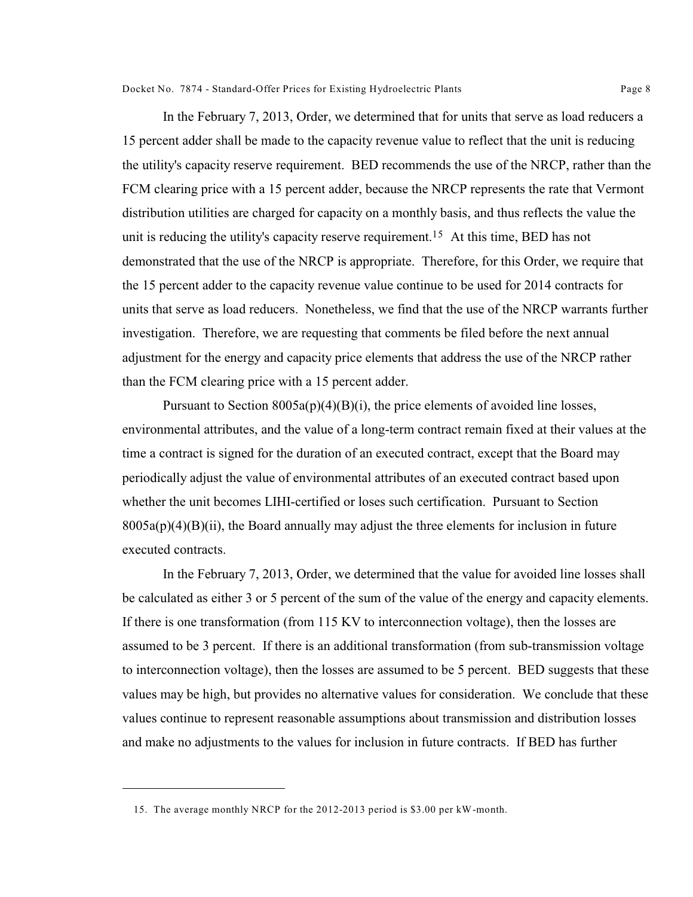In the February 7, 2013, Order, we determined that for units that serve as load reducers a 15 percent adder shall be made to the capacity revenue value to reflect that the unit is reducing the utility's capacity reserve requirement. BED recommends the use of the NRCP, rather than the FCM clearing price with a 15 percent adder, because the NRCP represents the rate that Vermont distribution utilities are charged for capacity on a monthly basis, and thus reflects the value the unit is reducing the utility's capacity reserve requirement.[15] At this time, BED has not demonstrated that the use of the NRCP is appropriate. Therefore, for this Order, we require that the 15 percent adder to the capacity revenue value continue to be used for 2014 contracts for units that serve as load reducers. Nonetheless, we find that the use of the NRCP warrants further investigation. Therefore, we are requesting that comments be filed before the next annual adjustment for the energy and capacity price elements that address the use of the NRCP rather than the FCM clearing price with a 15 percent adder.

Pursuant to Section 8005a(p)(4)(B)(i), the price elements of avoided line losses, environmental attributes, and the value of a long-term contract remain fixed at their values at the time a contract is signed for the duration of an executed contract, except that the Board may periodically adjust the value of environmental attributes of an executed contract based upon whether the unit becomes LIHI-certified or loses such certification. Pursuant to Section 8005a(p)(4)(B)(ii), the Board annually may adjust the three elements for inclusion in future executed contracts.

In the February 7, 2013, Order, we determined that the value for avoided line losses shall be calculated as either 3 or 5 percent of the sum of the value of the energy and capacity elements. If there is one transformation (from 115 KV to interconnection voltage), then the losses are assumed to be 3 percent. If there is an additional transformation (from sub-transmission voltage to interconnection voltage), then the losses are assumed to be 5 percent. BED suggests that these values may be high, but provides no alternative values for consideration. We conclude that these values continue to represent reasonable assumptions about transmission and distribution losses and make no adjustments to the values for inclusion in future contracts. If BED has further

---

15. The average monthly NRCP for the 2012-2013 period is $3.00 per kW-month.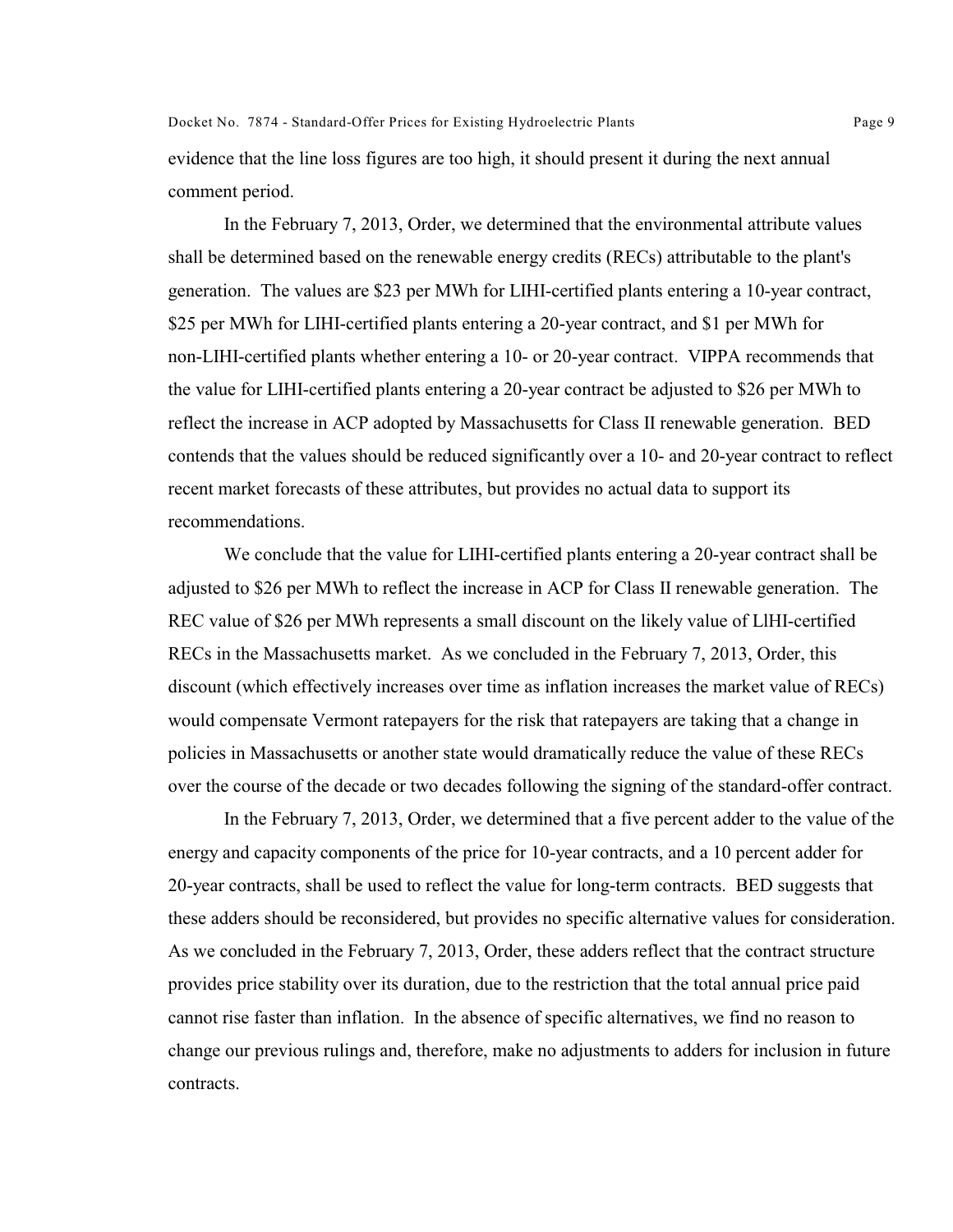evidence that the line loss figures are too high, it should present it during the next annual comment period.

In the February 7, 2013, Order, we determined that the environmental attribute values shall be determined based on the renewable energy credits (RECs) attributable to the plant's generation. The values are $23 per MWh for LIHI-certified plants entering a 10-year contract, $25 per MWh for LIHI-certified plants entering a 20-year contract, and $1 per MWh for non-LIHI-certified plants whether entering a 10- or 20-year contract. VIPPA recommends that the value for LIHI-certified plants entering a 20-year contract be adjusted to $26 per MWh to reflect the increase in ACP adopted by Massachusetts for Class II renewable generation. BED contends that the values should be reduced significantly over a 10- and 20-year contract to reflect recent market forecasts of these attributes, but provides no actual data to support its recommendations.

We conclude that the value for LIHI-certified plants entering a 20-year contract shall be adjusted to $26 per MWh to reflect the increase in ACP for Class II renewable generation. The REC value of $26 per MWh represents a small discount on the likely value of LIHI-certified RECs in the Massachusetts market. As we concluded in the February 7, 2013, Order, this discount (which effectively increases over time as inflation increases the market value of RECs) would compensate Vermont ratepayers for the risk that ratepayers are taking that a change in policies in Massachusetts or another state would dramatically reduce the value of these RECs over the course of the decade or two decades following the signing of the standard-offer contract.

In the February 7, 2013, Order, we determined that a five percent adder to the value of the energy and capacity components of the price for 10-year contracts, and a 10 percent adder for 20-year contracts, shall be used to reflect the value for long-term contracts. BED suggests that these adders should be reconsidered, but provides no specific alternative values for consideration. As we concluded in the February 7, 2013, Order, these adders reflect that the contract structure provides price stability over its duration, due to the restriction that the total annual price paid cannot rise faster than inflation. In the absence of specific alternatives, we find no reason to change our previous rulings and, therefore, make no adjustments to adders for inclusion in future contracts.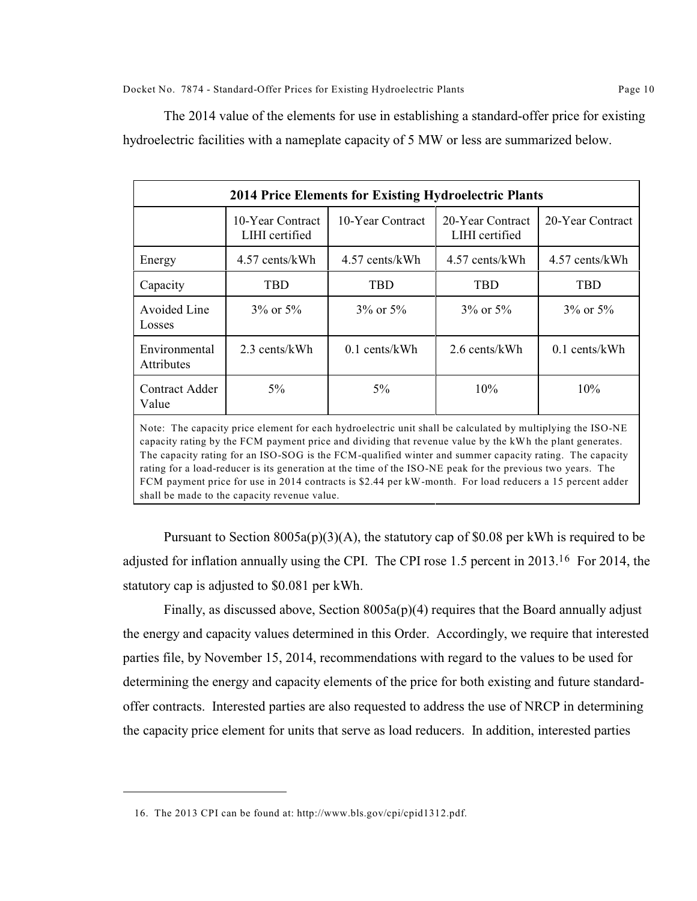The 2014 value of the elements for use in establishing a standard-offer price for existing hydroelectric facilities with a nameplate capacity of 5 MW or less are summarized below.

| 2014 Price Elements for Existing Hydroelectric Plants | | | | |
|---|---|---|---|---|
| | 10-Year Contract LIHI certified | 10-Year Contract | 20-Year Contract LIHI certified | 20-Year Contract |
| Energy | 4.57 cents/kWh | 4.57 cents/kWh | 4.57 cents/kWh | 4.57 cents/kWh |
| Capacity | TBD | TBD | TBD | TBD |
| Avoided Line Losses | 3% or 5% | 3% or 5% | 3% or 5% | 3% or 5% |
| Environmental Attributes | 2.3 cents/kWh | 0.1 cents/kWh | 2.6 cents/kWh | 0.1 cents/kWh |
| Contract Adder Value | 5% | 5% | 10% | 10% |
| Note: The capacity price element for each hydroelectric unit shall be calculated by multiplying the ISO-NE capacity rating by the FCM payment price and dividing that revenue value by the kWh the plant generates. The capacity rating for an ISO-SOG is the FCM-qualified winter and summer capacity rating. The capacity rating for a load-reducer is its generation at the time of the ISO-NE peak for the previous two years. The FCM payment price for use in 2014 contracts is $2.44 per kW-month. For load reducers a 15 percent adder shall be made to the capacity revenue value. | | | | |

Pursuant to Section 8005a(p)(3)(A), the statutory cap of $0.08 per kWh is required to be adjusted for inflation annually using the CPI. The CPI rose 1.5 percent in 2013.[16] For 2014, the statutory cap is adjusted to $0.081 per kWh.

Finally, as discussed above, Section 8005a(p)(4) requires that the Board annually adjust the energy and capacity values determined in this Order. Accordingly, we require that interested parties file, by November 15, 2014, recommendations with regard to the values to be used for determining the energy and capacity elements of the price for both existing and future standard-offer contracts. Interested parties are also requested to address the use of NRCP in determining the capacity price element for units that serve as load reducers. In addition, interested parties

16. The 2013 CPI can be found at: http://www.bls.gov/cpi/cpid1312.pdf.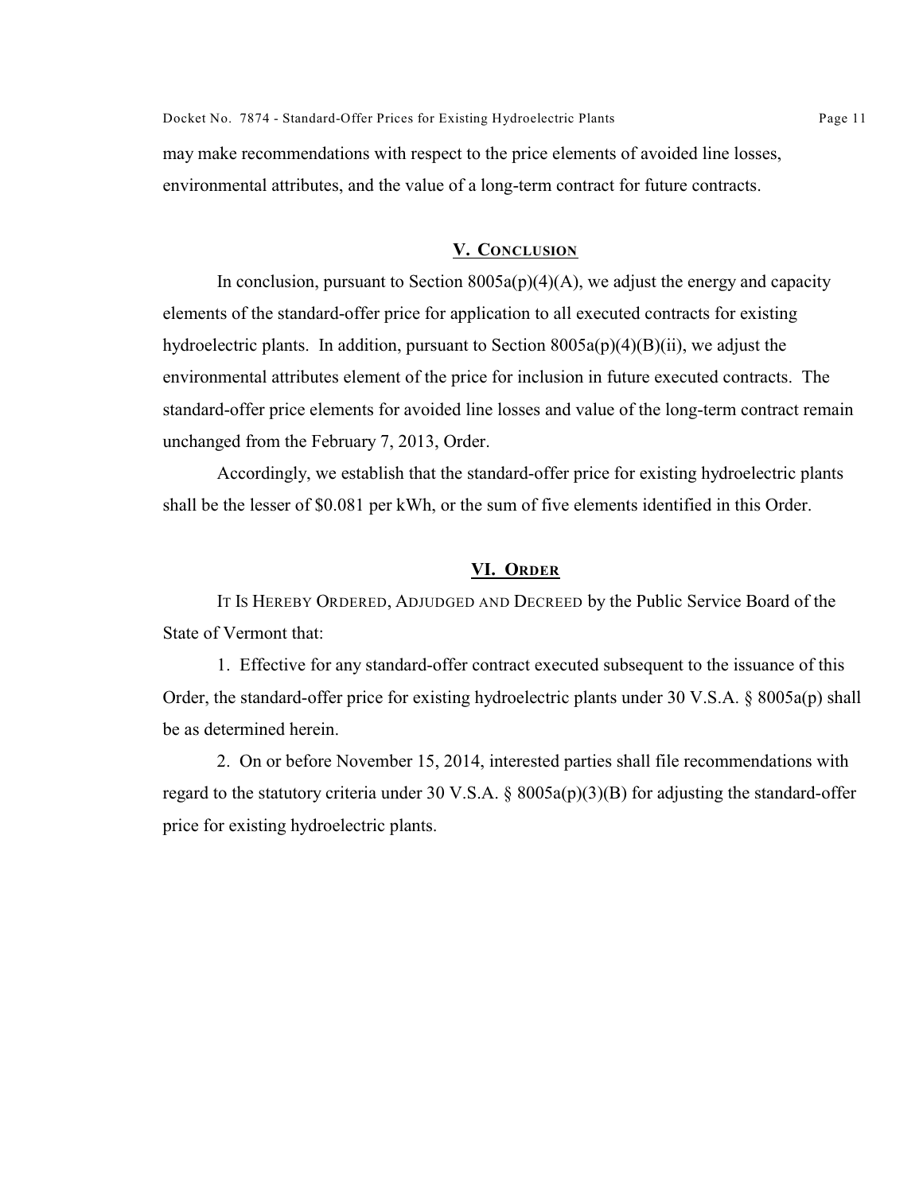may make recommendations with respect to the price elements of avoided line losses, environmental attributes, and the value of a long-term contract for future contracts.

## V. Conclusion

In conclusion, pursuant to Section 8005a(p)(4)(A), we adjust the energy and capacity elements of the standard-offer price for application to all executed contracts for existing hydroelectric plants. In addition, pursuant to Section 8005a(p)(4)(B)(ii), we adjust the environmental attributes element of the price for inclusion in future executed contracts. The standard-offer price elements for avoided line losses and value of the long-term contract remain unchanged from the February 7, 2013, Order.

Accordingly, we establish that the standard-offer price for existing hydroelectric plants shall be the lesser of $0.081 per kWh, or the sum of five elements identified in this Order.

## VI. Order

IT IS HEREBY ORDERED, ADJUDGED AND DECREED by the Public Service Board of the State of Vermont that:

1. Effective for any standard-offer contract executed subsequent to the issuance of this Order, the standard-offer price for existing hydroelectric plants under 30 V.S.A. § 8005a(p) shall be as determined herein.

2. On or before November 15, 2014, interested parties shall file recommendations with regard to the statutory criteria under 30 V.S.A. § 8005a(p)(3)(B) for adjusting the standard-offer price for existing hydroelectric plants.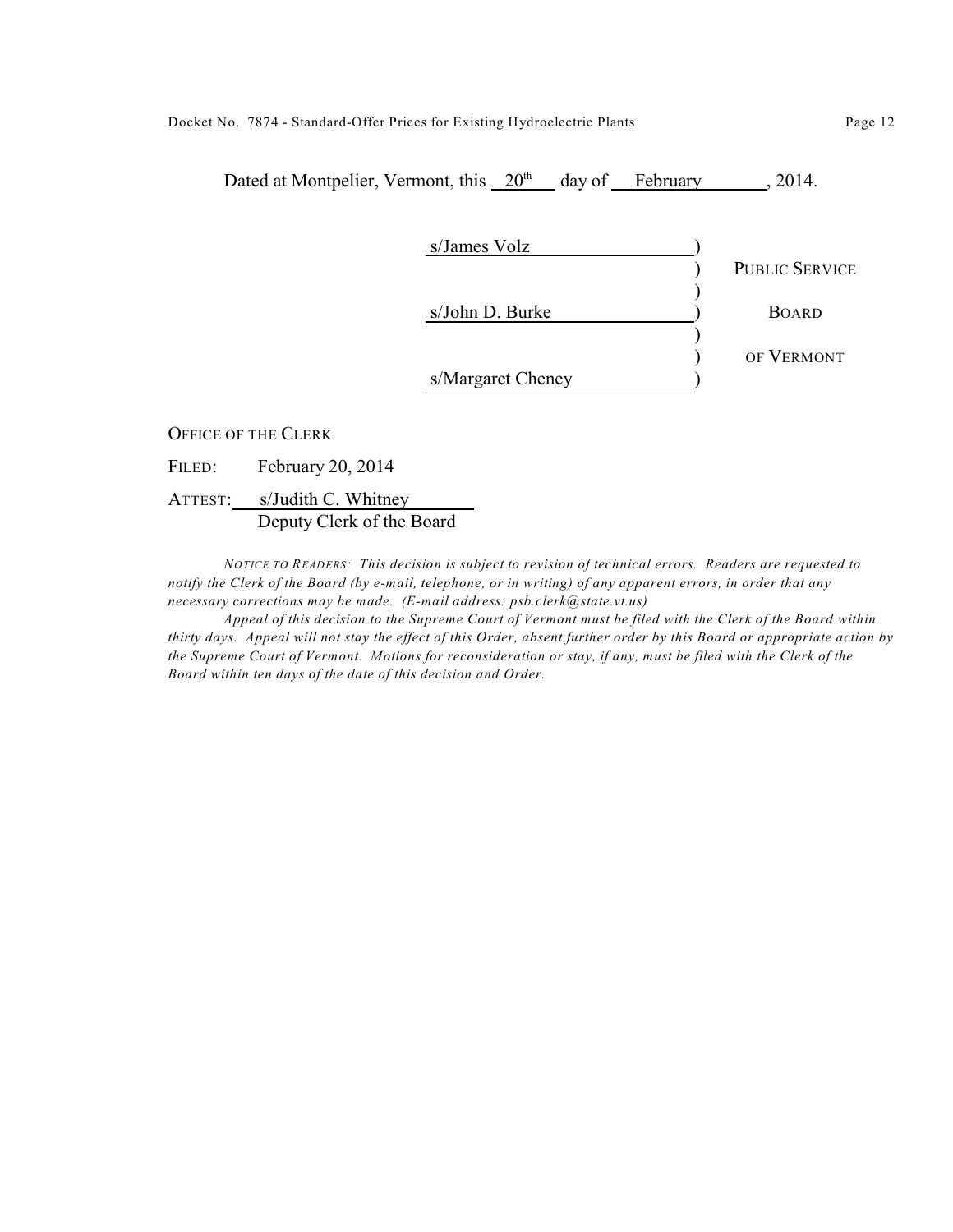Dated at Montpelier, Vermont, this 20th day of February, 2014.

s/James Volz )
) PUBLIC SERVICE
)
s/John D. Burke ) BOARD
)
) OF VERMONT
s/Margaret Cheney )

OFFICE OF THE CLERK

FILED: February 20, 2014

ATTEST: s/Judith C. Whitney
Deputy Clerk of the Board

*NOTICE TO READERS: This decision is subject to revision of technical errors. Readers are requested to notify the Clerk of the Board (by e-mail, telephone, or in writing) of any apparent errors, in order that any necessary corrections may be made. (E-mail address: psb.clerk@state.vt.us)*

*Appeal of this decision to the Supreme Court of Vermont must be filed with the Clerk of the Board within thirty days. Appeal will not stay the effect of this Order, absent further order by this Board or appropriate action by the Supreme Court of Vermont. Motions for reconsideration or stay, if any, must be filed with the Clerk of the Board within ten days of the date of this decision and Order.*